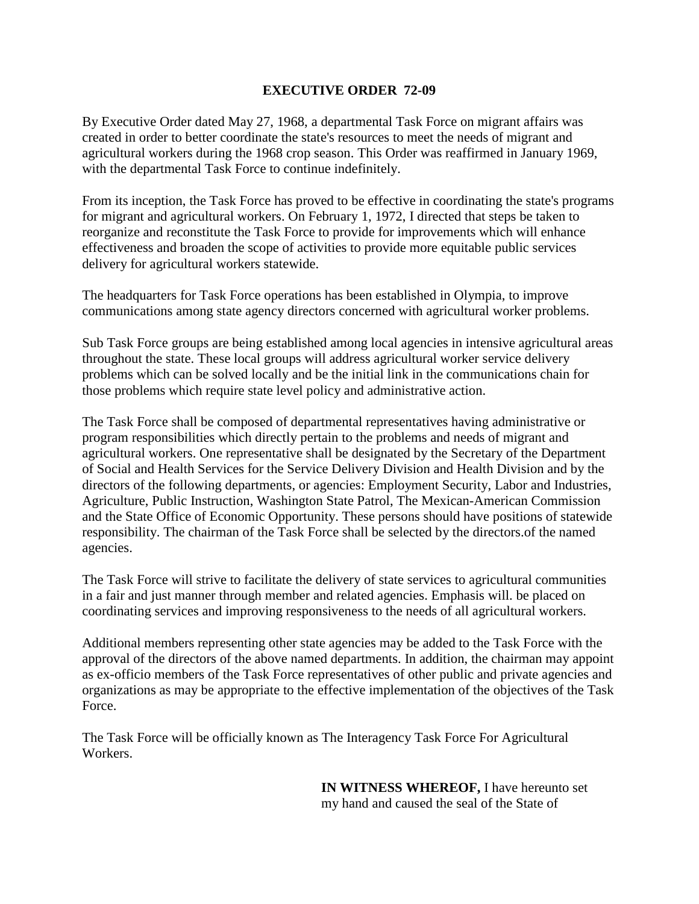# EXECUTIVE ORDER 72-09

By Executive Order dated May 27, 1968, a departmental Task Force on migrant affairs was created in order to better coordinate the state's resources to meet the needs of migrant and agricultural workers during the 1968 crop season. This Order was reaffirmed in January 1969, with the departmental Task Force to continue indefinitely.

From its inception, the Task Force has proved to be effective in coordinating the state's programs for migrant and agricultural workers. On February 1, 1972, I directed that steps be taken to reorganize and reconstitute the Task Force to provide for improvements which will enhance effectiveness and broaden the scope of activities to provide more equitable public services delivery for agricultural workers statewide.

The headquarters for Task Force operations has been established in Olympia, to improve communications among state agency directors concerned with agricultural worker problems.

Sub Task Force groups are being established among local agencies in intensive agricultural areas throughout the state. These local groups will address agricultural worker service delivery problems which can be solved locally and be the initial link in the communications chain for those problems which require state level policy and administrative action.

The Task Force shall be composed of departmental representatives having administrative or program responsibilities which directly pertain to the problems and needs of migrant and agricultural workers. One representative shall be designated by the Secretary of the Department of Social and Health Services for the Service Delivery Division and Health Division and by the directors of the following departments, or agencies: Employment Security, Labor and Industries, Agriculture, Public Instruction, Washington State Patrol, The Mexican-American Commission and the State Office of Economic Opportunity. These persons should have positions of statewide responsibility. The chairman of the Task Force shall be selected by the directors.of the named agencies.

The Task Force will strive to facilitate the delivery of state services to agricultural communities in a fair and just manner through member and related agencies. Emphasis will. be placed on coordinating services and improving responsiveness to the needs of all agricultural workers.

Additional members representing other state agencies may be added to the Task Force with the approval of the directors of the above named departments. In addition, the chairman may appoint as ex-officio members of the Task Force representatives of other public and private agencies and organizations as may be appropriate to the effective implementation of the objectives of the Task Force.

The Task Force will be officially known as The Interagency Task Force For Agricultural Workers.

**IN WITNESS WHEREOF,** I have hereunto set my hand and caused the seal of the State of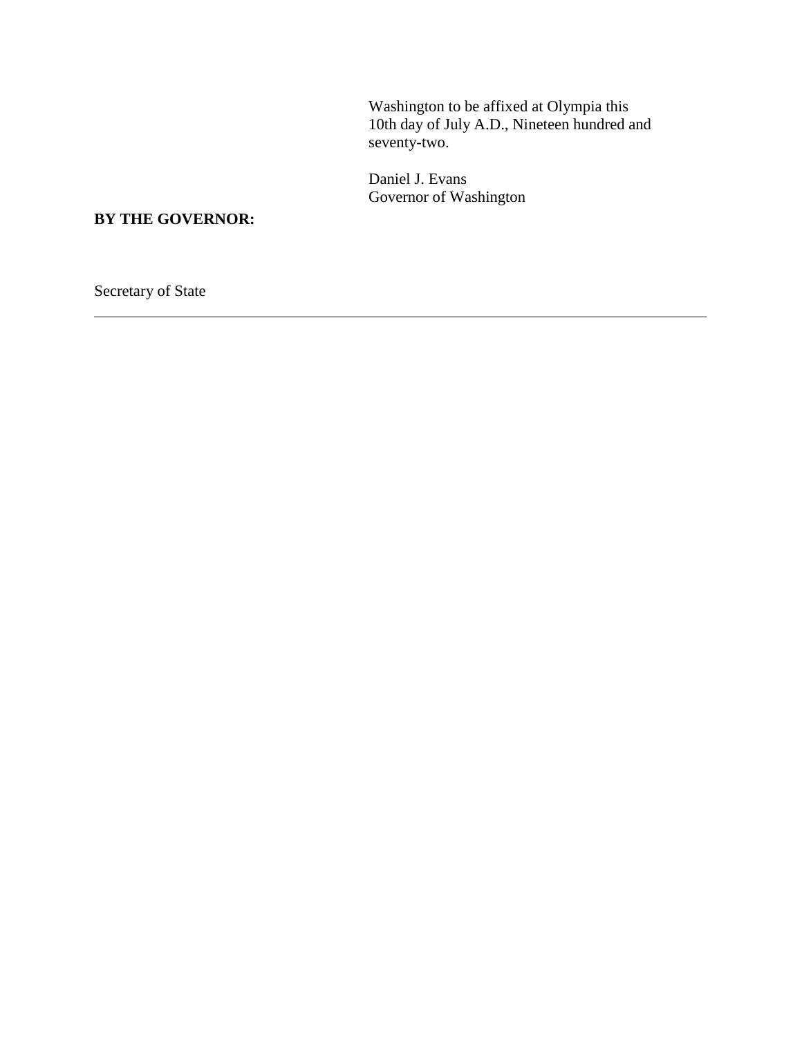Washington to be affixed at Olympia this 10th day of July A.D., Nineteen hundred and seventy-two.

Daniel J. Evans
Governor of Washington

**BY THE GOVERNOR:**

Secretary of State

---